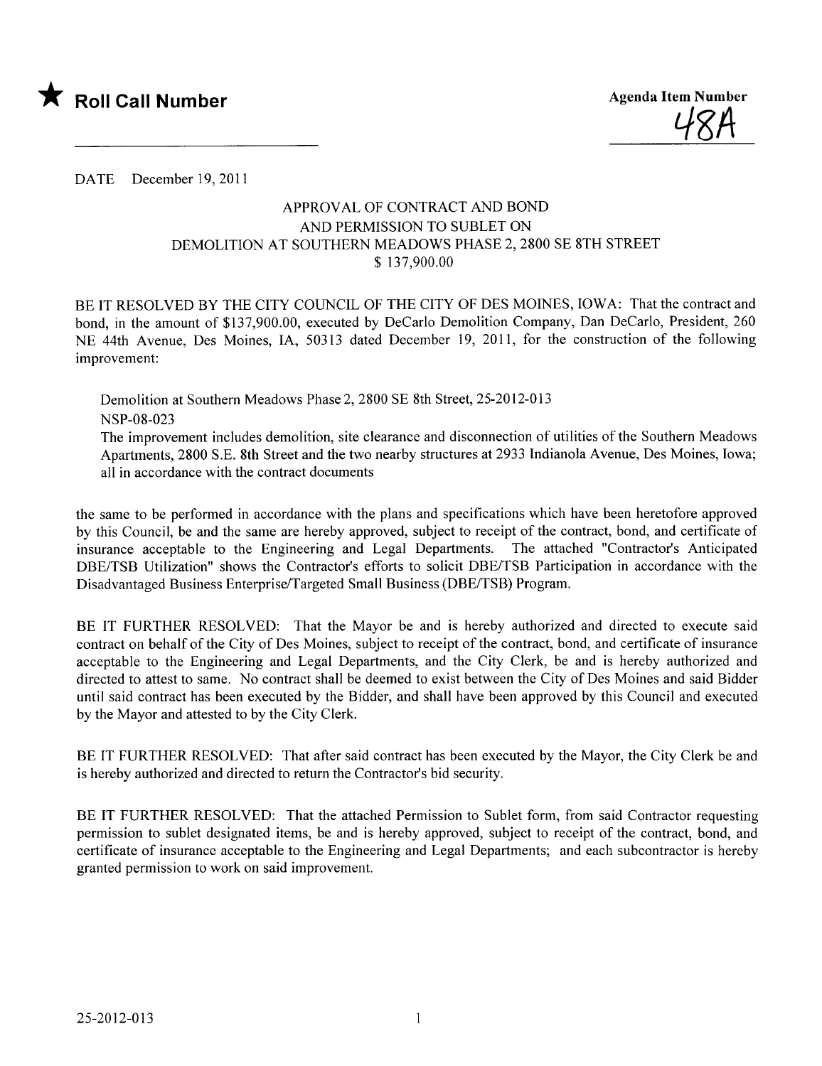★ **Roll Call Number**

**Agenda Item Number**
48A

DATE December 19, 2011

## APPROVAL OF CONTRACT AND BOND AND PERMISSION TO SUBLET ON DEMOLITION AT SOUTHERN MEADOWS PHASE 2, 2800 SE 8TH STREET $ 137,900.00

BE IT RESOLVED BY THE CITY COUNCIL OF THE CITY OF DES MOINES, IOWA: That the contract and bond, in the amount of $137,900.00, executed by DeCarlo Demolition Company, Dan DeCarlo, President, 260 NE 44th Avenue, Des Moines, IA, 50313 dated December 19, 2011, for the construction of the following improvement:

> Demolition at Southern Meadows Phase 2, 2800 SE 8th Street, 25-2012-013
> NSP-08-023
> The improvement includes demolition, site clearance and disconnection of utilities of the Southern Meadows Apartments, 2800 S.E. 8th Street and the two nearby structures at 2933 Indianola Avenue, Des Moines, Iowa; all in accordance with the contract documents

the same to be performed in accordance with the plans and specifications which have been heretofore approved by this Council, be and the same are hereby approved, subject to receipt of the contract, bond, and certificate of insurance acceptable to the Engineering and Legal Departments. The attached "Contractor's Anticipated DBE/TSB Utilization" shows the Contractor's efforts to solicit DBE/TSB Participation in accordance with the Disadvantaged Business Enterprise/Targeted Small Business (DBE/TSB) Program.

BE IT FURTHER RESOLVED: That the Mayor be and is hereby authorized and directed to execute said contract on behalf of the City of Des Moines, subject to receipt of the contract, bond, and certificate of insurance acceptable to the Engineering and Legal Departments, and the City Clerk, be and is hereby authorized and directed to attest to same. No contract shall be deemed to exist between the City of Des Moines and said Bidder until said contract has been executed by the Bidder, and shall have been approved by this Council and executed by the Mayor and attested to by the City Clerk.

BE IT FURTHER RESOLVED: That after said contract has been executed by the Mayor, the City Clerk be and is hereby authorized and directed to return the Contractor's bid security.

BE IT FURTHER RESOLVED: That the attached Permission to Sublet form, from said Contractor requesting permission to sublet designated items, be and is hereby approved, subject to receipt of the contract, bond, and certificate of insurance acceptable to the Engineering and Legal Departments; and each subcontractor is hereby granted permission to work on said improvement.

25-2012-013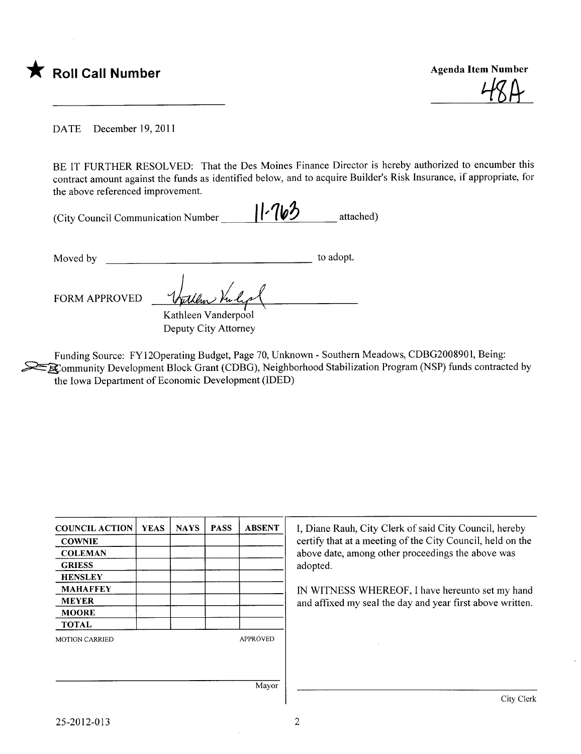★ **Roll Call Number**

**Agenda Item Number**

48A

DATE December 19, 2011

BE IT FURTHER RESOLVED: That the Des Moines Finance Director is hereby authorized to encumber this contract amount against the funds as identified below, and to acquire Builder's Risk Insurance, if appropriate, for the above referenced improvement.

(City Council Communication Number 11-763 attached)

Moved by \_\_\_\_\_\_\_\_\_\_\_\_\_\_\_\_\_\_\_\_\_\_\_\_\_\_\_\_\_\_\_\_\_\_\_\_ to adopt.

FORM APPROVED

Kathleen Vanderpool
Deputy City Attorney

Funding Source: FY12Operating Budget, Page 70, Unknown - Southern Meadows, CDBG2008901, Being: Community Development Block Grant (CDBG), Neighborhood Stabilization Program (NSP) funds contracted by the Iowa Department of Economic Development (IDED)

| COUNCIL ACTION | YEAS | NAYS | PASS | ABSENT |
|---|---|---|---|---|
| COWNIE | | | | |
| COLEMAN | | | | |
| GRIESS | | | | |
| HENSLEY | | | | |
| MAHAFFEY | | | | |
| MEYER | | | | |
| MOORE | | | | |
| TOTAL | | | | |

MOTION CARRIED APPROVED

\_\_\_\_\_\_\_\_\_\_\_\_\_\_\_\_\_\_\_\_\_\_\_\_\_\_\_\_
Mayor

I, Diane Rauh, City Clerk of said City Council, hereby certify that at a meeting of the City Council, held on the above date, among other proceedings the above was adopted.

IN WITNESS WHEREOF, I have hereunto set my hand and affixed my seal the day and year first above written.

\_\_\_\_\_\_\_\_\_\_\_\_\_\_\_\_\_\_\_\_\_\_\_\_\_\_\_\_
City Clerk

25-2012-013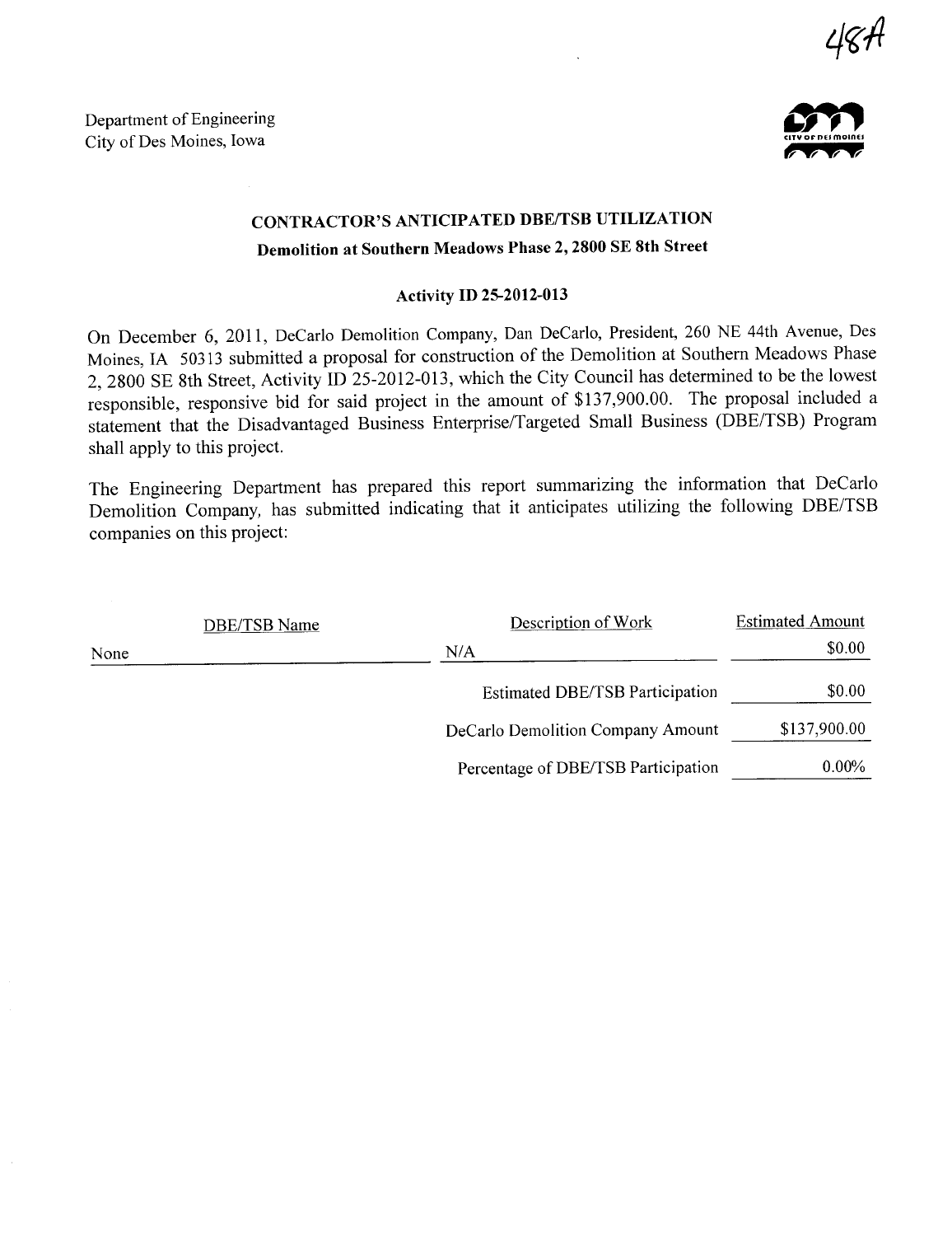48A

Department of Engineering
City of Des Moines, Iowa

## CONTRACTOR'S ANTICIPATED DBE/TSB UTILIZATION

### Demolition at Southern Meadows Phase 2, 2800 SE 8th Street

### Activity ID 25-2012-013

On December 6, 2011, DeCarlo Demolition Company, Dan DeCarlo, President, 260 NE 44th Avenue, Des Moines, IA 50313 submitted a proposal for construction of the Demolition at Southern Meadows Phase 2, 2800 SE 8th Street, Activity ID 25-2012-013, which the City Council has determined to be the lowest responsible, responsive bid for said project in the amount of $137,900.00. The proposal included a statement that the Disadvantaged Business Enterprise/Targeted Small Business (DBE/TSB) Program shall apply to this project.

The Engineering Department has prepared this report summarizing the information that DeCarlo Demolition Company, has submitted indicating that it anticipates utilizing the following DBE/TSB companies on this project:

| DBE/TSB Name | Description of Work | Estimated Amount |
|---|---|---|
| None | N/A | $0.00 |
| | Estimated DBE/TSB Participation | $0.00 |
| | DeCarlo Demolition Company Amount | $137,900.00 |
| | Percentage of DBE/TSB Participation | 0.00% |